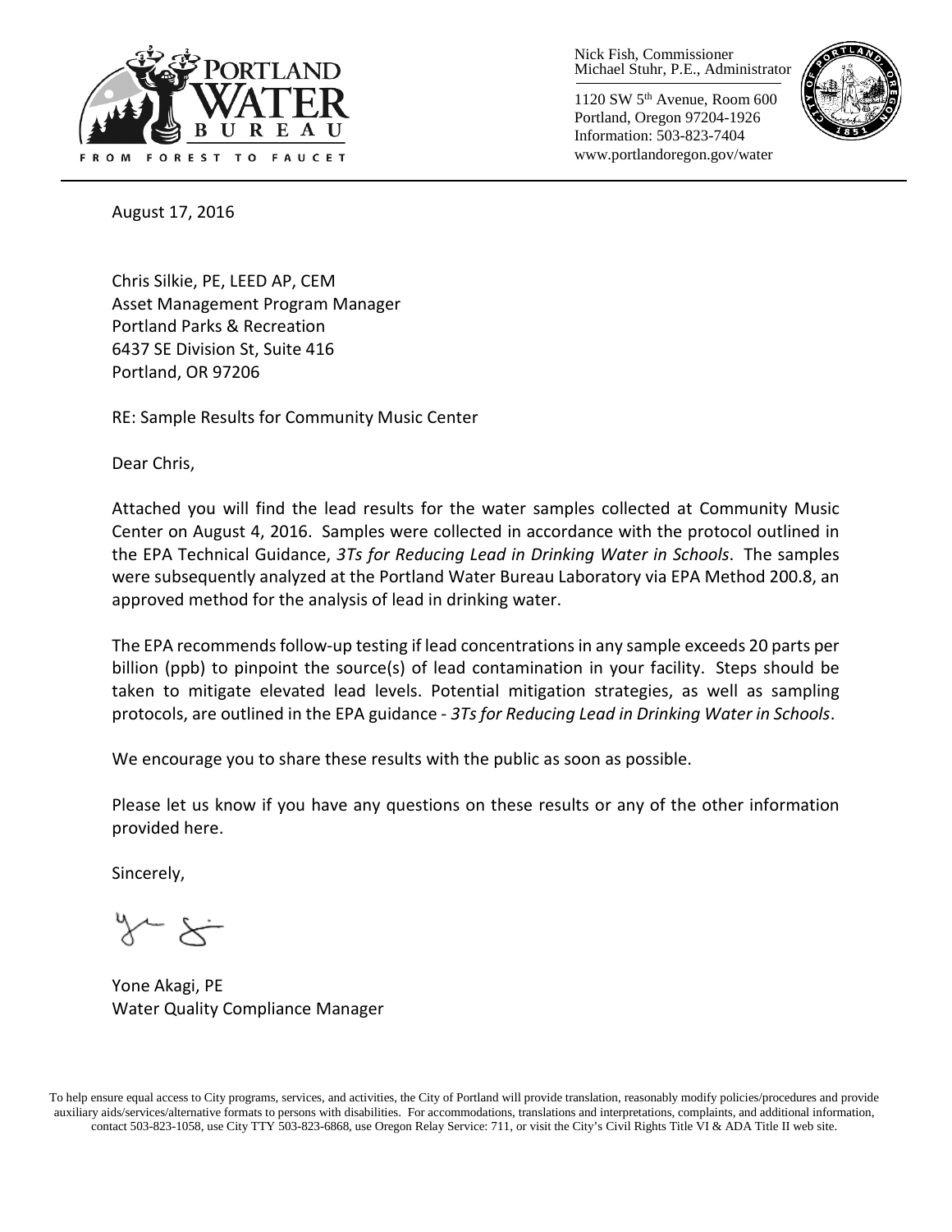Nick Fish, Commissioner
Michael Stuhr, P.E., Administrator

1120 SW 5th Avenue, Room 600
Portland, Oregon 97204-1926
Information: 503-823-7404
www.portlandoregon.gov/water

PORTLAND WATER BUREAU

FROM FOREST TO FAUCET

August 17, 2016

Chris Silkie, PE, LEED AP, CEM
Asset Management Program Manager
Portland Parks & Recreation
6437 SE Division St, Suite 416
Portland, OR 97206

RE: Sample Results for Community Music Center

Dear Chris,

Attached you will find the lead results for the water samples collected at Community Music Center on August 4, 2016. Samples were collected in accordance with the protocol outlined in the EPA Technical Guidance, *3Ts for Reducing Lead in Drinking Water in Schools*. The samples were subsequently analyzed at the Portland Water Bureau Laboratory via EPA Method 200.8, an approved method for the analysis of lead in drinking water.

The EPA recommends follow-up testing if lead concentrations in any sample exceeds 20 parts per billion (ppb) to pinpoint the source(s) of lead contamination in your facility. Steps should be taken to mitigate elevated lead levels. Potential mitigation strategies, as well as sampling protocols, are outlined in the EPA guidance - *3Ts for Reducing Lead in Drinking Water in Schools*.

We encourage you to share these results with the public as soon as possible.

Please let us know if you have any questions on these results or any of the other information provided here.

Sincerely,

Yone Akagi, PE
Water Quality Compliance Manager

To help ensure equal access to City programs, services, and activities, the City of Portland will provide translation, reasonably modify policies/procedures and provide auxiliary aids/services/alternative formats to persons with disabilities. For accommodations, translations and interpretations, complaints, and additional information, contact 503-823-1058, use City TTY 503-823-6868, use Oregon Relay Service: 711, or visit the City's Civil Rights Title VI & ADA Title II web site.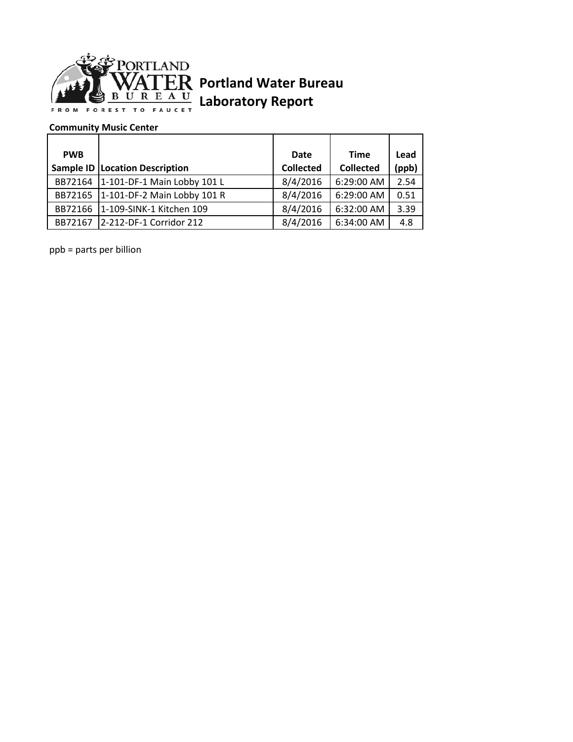# Portland Water Bureau Laboratory Report

**Community Music Center**

| PWB Sample ID | Location Description | Date Collected | Time Collected | Lead (ppb) |
|---|---|---|---|---|
| BB72164 | 1-101-DF-1 Main Lobby 101 L | 8/4/2016 | 6:29:00 AM | 2.54 |
| BB72165 | 1-101-DF-2 Main Lobby 101 R | 8/4/2016 | 6:29:00 AM | 0.51 |
| BB72166 | 1-109-SINK-1 Kitchen 109 | 8/4/2016 | 6:32:00 AM | 3.39 |
| BB72167 | 2-212-DF-1 Corridor 212 | 8/4/2016 | 6:34:00 AM | 4.8 |

ppb = parts per billion